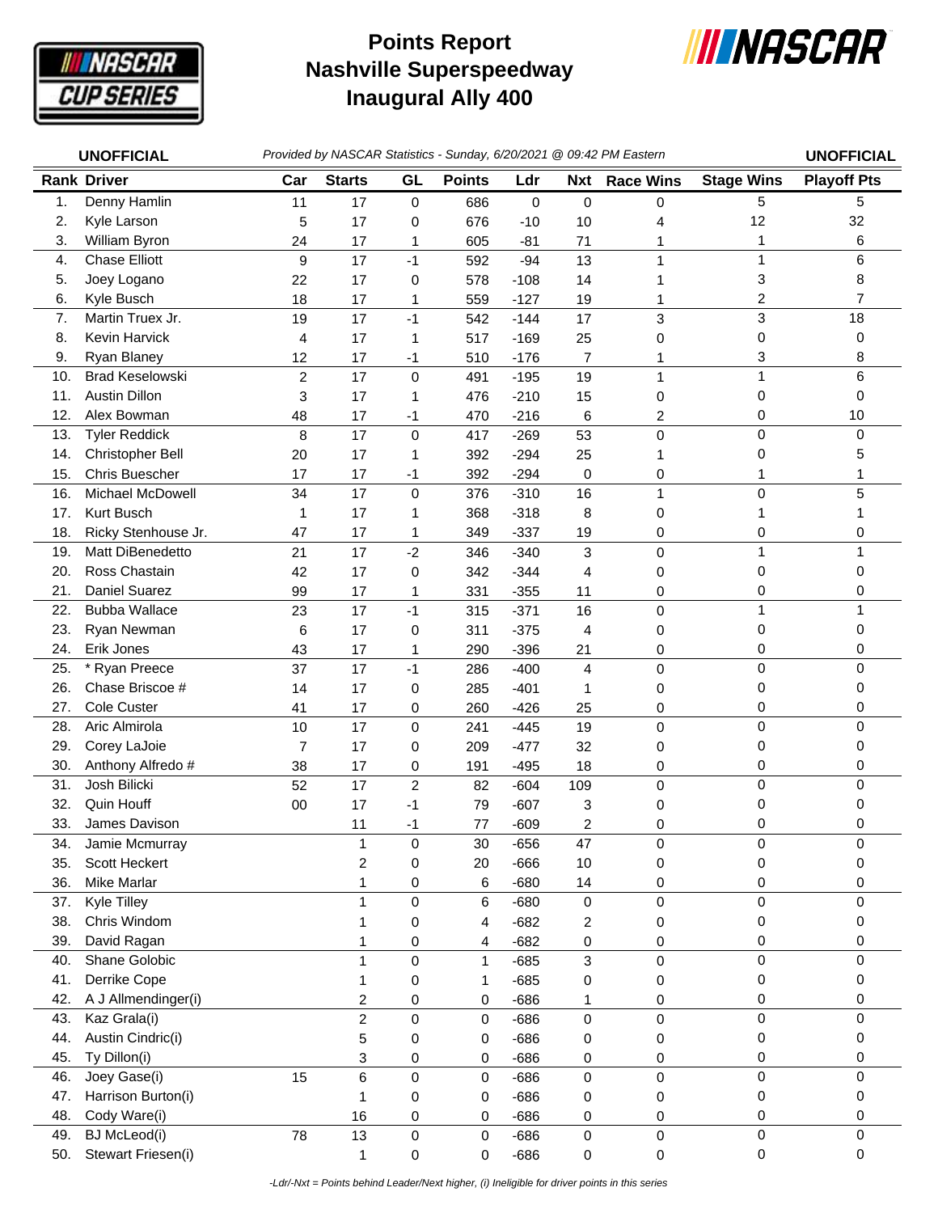# Points Report
# Nashville Superspeedway
# Inaugural Ally 400

**UNOFFICIAL** *Provided by NASCAR Statistics - Sunday, 6/20/2021 @ 09:42 PM Eastern* **UNOFFICIAL**

| Rank | Driver | Car | Starts | GL | Points | Ldr | Nxt | Race Wins | Stage Wins | Playoff Pts |
|---|---|---|---|---|---|---|---|---|---|---|
| 1. | Denny Hamlin | 11 | 17 | 0 | 686 | 0 | 0 | 0 | 5 | 5 |
| 2. | Kyle Larson | 5 | 17 | 0 | 676 | -10 | 10 | 4 | 12 | 32 |
| 3. | William Byron | 24 | 17 | 1 | 605 | -81 | 71 | 1 | 1 | 6 |
| 4. | Chase Elliott | 9 | 17 | -1 | 592 | -94 | 13 | 1 | 1 | 6 |
| 5. | Joey Logano | 22 | 17 | 0 | 578 | -108 | 14 | 1 | 3 | 8 |
| 6. | Kyle Busch | 18 | 17 | 1 | 559 | -127 | 19 | 1 | 2 | 7 |
| 7. | Martin Truex Jr. | 19 | 17 | -1 | 542 | -144 | 17 | 3 | 3 | 18 |
| 8. | Kevin Harvick | 4 | 17 | 1 | 517 | -169 | 25 | 0 | 0 | 0 |
| 9. | Ryan Blaney | 12 | 17 | -1 | 510 | -176 | 7 | 1 | 3 | 8 |
| 10. | Brad Keselowski | 2 | 17 | 0 | 491 | -195 | 19 | 1 | 1 | 6 |
| 11. | Austin Dillon | 3 | 17 | 1 | 476 | -210 | 15 | 0 | 0 | 0 |
| 12. | Alex Bowman | 48 | 17 | -1 | 470 | -216 | 6 | 2 | 0 | 10 |
| 13. | Tyler Reddick | 8 | 17 | 0 | 417 | -269 | 53 | 0 | 0 | 0 |
| 14. | Christopher Bell | 20 | 17 | 1 | 392 | -294 | 25 | 1 | 0 | 5 |
| 15. | Chris Buescher | 17 | 17 | -1 | 392 | -294 | 0 | 0 | 1 | 1 |
| 16. | Michael McDowell | 34 | 17 | 0 | 376 | -310 | 16 | 1 | 0 | 5 |
| 17. | Kurt Busch | 1 | 17 | 1 | 368 | -318 | 8 | 0 | 1 | 1 |
| 18. | Ricky Stenhouse Jr. | 47 | 17 | 1 | 349 | -337 | 19 | 0 | 0 | 0 |
| 19. | Matt DiBenedetto | 21 | 17 | -2 | 346 | -340 | 3 | 0 | 1 | 1 |
| 20. | Ross Chastain | 42 | 17 | 0 | 342 | -344 | 4 | 0 | 0 | 0 |
| 21. | Daniel Suarez | 99 | 17 | 1 | 331 | -355 | 11 | 0 | 0 | 0 |
| 22. | Bubba Wallace | 23 | 17 | -1 | 315 | -371 | 16 | 0 | 1 | 1 |
| 23. | Ryan Newman | 6 | 17 | 0 | 311 | -375 | 4 | 0 | 0 | 0 |
| 24. | Erik Jones | 43 | 17 | 1 | 290 | -396 | 21 | 0 | 0 | 0 |
| 25. | * Ryan Preece | 37 | 17 | -1 | 286 | -400 | 4 | 0 | 0 | 0 |
| 26. | Chase Briscoe # | 14 | 17 | 0 | 285 | -401 | 1 | 0 | 0 | 0 |
| 27. | Cole Custer | 41 | 17 | 0 | 260 | -426 | 25 | 0 | 0 | 0 |
| 28. | Aric Almirola | 10 | 17 | 0 | 241 | -445 | 19 | 0 | 0 | 0 |
| 29. | Corey LaJoie | 7 | 17 | 0 | 209 | -477 | 32 | 0 | 0 | 0 |
| 30. | Anthony Alfredo # | 38 | 17 | 0 | 191 | -495 | 18 | 0 | 0 | 0 |
| 31. | Josh Bilicki | 52 | 17 | 2 | 82 | -604 | 109 | 0 | 0 | 0 |
| 32. | Quin Houff | 00 | 17 | -1 | 79 | -607 | 3 | 0 | 0 | 0 |
| 33. | James Davison | | 11 | -1 | 77 | -609 | 2 | 0 | 0 | 0 |
| 34. | Jamie Mcmurray | | 1 | 0 | 30 | -656 | 47 | 0 | 0 | 0 |
| 35. | Scott Heckert | | 2 | 0 | 20 | -666 | 10 | 0 | 0 | 0 |
| 36. | Mike Marlar | | 1 | 0 | 6 | -680 | 14 | 0 | 0 | 0 |
| 37. | Kyle Tilley | | 1 | 0 | 6 | -680 | 0 | 0 | 0 | 0 |
| 38. | Chris Windom | | 1 | 0 | 4 | -682 | 2 | 0 | 0 | 0 |
| 39. | David Ragan | | 1 | 0 | 4 | -682 | 0 | 0 | 0 | 0 |
| 40. | Shane Golobic | | 1 | 0 | 1 | -685 | 3 | 0 | 0 | 0 |
| 41. | Derrike Cope | | 1 | 0 | 1 | -685 | 0 | 0 | 0 | 0 |
| 42. | A J Allmendinger(i) | | 2 | 0 | 0 | -686 | 1 | 0 | 0 | 0 |
| 43. | Kaz Grala(i) | | 2 | 0 | 0 | -686 | 0 | 0 | 0 | 0 |
| 44. | Austin Cindric(i) | | 5 | 0 | 0 | -686 | 0 | 0 | 0 | 0 |
| 45. | Ty Dillon(i) | | 3 | 0 | 0 | -686 | 0 | 0 | 0 | 0 |
| 46. | Joey Gase(i) | 15 | 6 | 0 | 0 | -686 | 0 | 0 | 0 | 0 |
| 47. | Harrison Burton(i) | | 1 | 0 | 0 | -686 | 0 | 0 | 0 | 0 |
| 48. | Cody Ware(i) | | 16 | 0 | 0 | -686 | 0 | 0 | 0 | 0 |
| 49. | BJ McLeod(i) | 78 | 13 | 0 | 0 | -686 | 0 | 0 | 0 | 0 |
| 50. | Stewart Friesen(i) | | 1 | 0 | 0 | -686 | 0 | 0 | 0 | 0 |

*-Ldr/-Nxt = Points behind Leader/Next higher, (i) Ineligible for driver points in this series*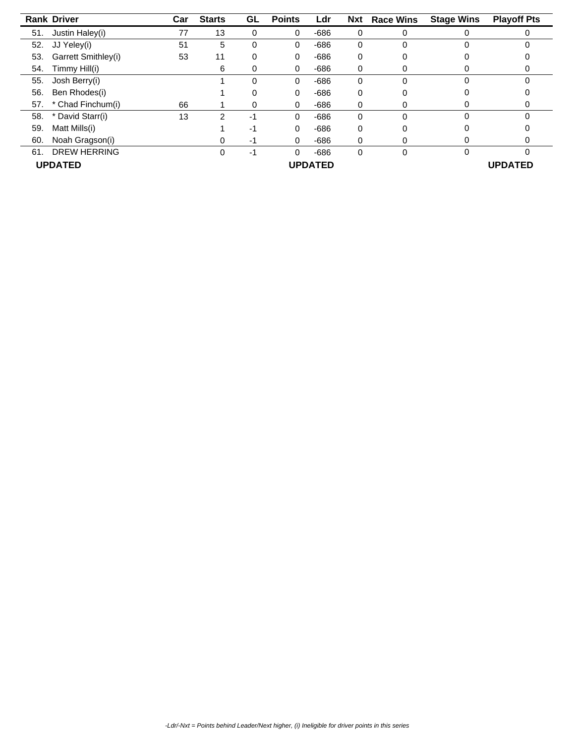| Rank | Driver | Car | Starts | GL | Points | Ldr | Nxt | Race Wins | Stage Wins | Playoff Pts |
|---|---|---|---|---|---|---|---|---|---|---|
| 51. | Justin Haley(i) | 77 | 13 | 0 | 0 | -686 | 0 | 0 | 0 | 0 |
| 52. | JJ Yeley(i) | 51 | 5 | 0 | 0 | -686 | 0 | 0 | 0 | 0 |
| 53. | Garrett Smithley(i) | 53 | 11 | 0 | 0 | -686 | 0 | 0 | 0 | 0 |
| 54. | Timmy Hill(i) | | 6 | 0 | 0 | -686 | 0 | 0 | 0 | 0 |
| 55. | Josh Berry(i) | | 1 | 0 | 0 | -686 | 0 | 0 | 0 | 0 |
| 56. | Ben Rhodes(i) | | 1 | 0 | 0 | -686 | 0 | 0 | 0 | 0 |
| 57. | * Chad Finchum(i) | 66 | 1 | 0 | 0 | -686 | 0 | 0 | 0 | 0 |
| 58. | * David Starr(i) | 13 | 2 | -1 | 0 | -686 | 0 | 0 | 0 | 0 |
| 59. | Matt Mills(i) | | 1 | -1 | 0 | -686 | 0 | 0 | 0 | 0 |
| 60. | Noah Gragson(i) | | 0 | -1 | 0 | -686 | 0 | 0 | 0 | 0 |
| 61. | DREW HERRING | | 0 | -1 | 0 | -686 | 0 | 0 | 0 | 0 |

**UPDATED** **UPDATED** **UPDATED**

*-Ldr/-Nxt = Points behind Leader/Next higher, (i) Ineligible for driver points in this series*